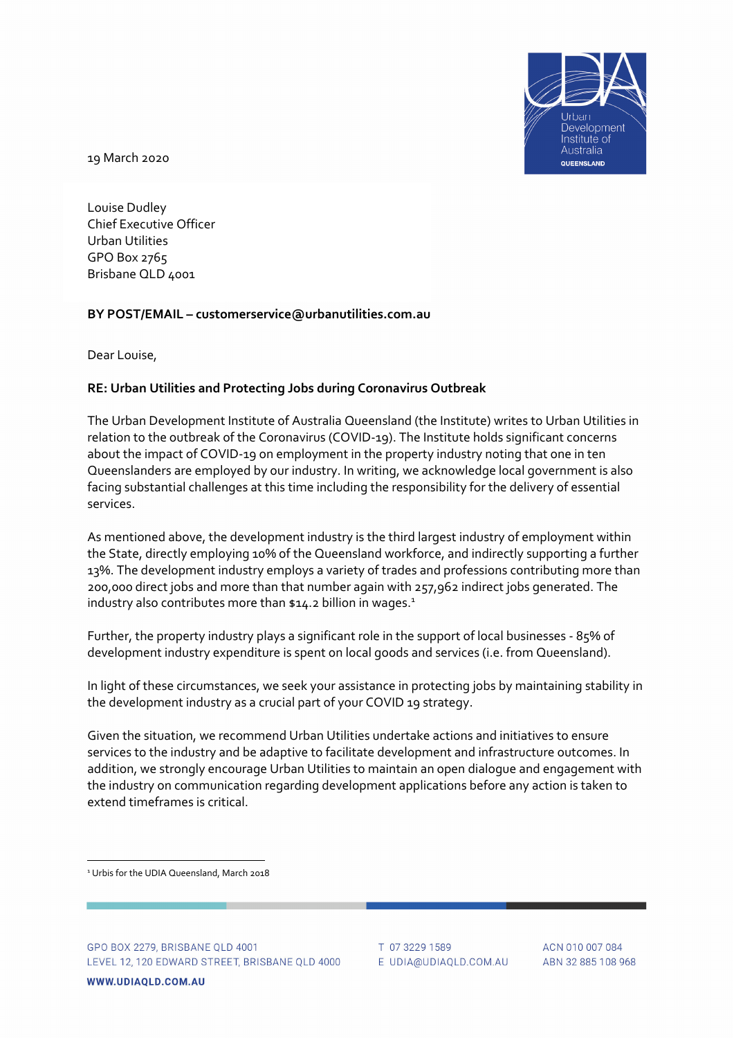19 March 2020

Louise Dudley
Chief Executive Officer
Urban Utilities
GPO Box 2765
Brisbane QLD 4001

**BY POST/EMAIL – customerservice@urbanutilities.com.au**

Dear Louise,

**RE: Urban Utilities and Protecting Jobs during Coronavirus Outbreak**

The Urban Development Institute of Australia Queensland (the Institute) writes to Urban Utilities in relation to the outbreak of the Coronavirus (COVID-19). The Institute holds significant concerns about the impact of COVID-19 on employment in the property industry noting that one in ten Queenslanders are employed by our industry. In writing, we acknowledge local government is also facing substantial challenges at this time including the responsibility for the delivery of essential services.

As mentioned above, the development industry is the third largest industry of employment within the State, directly employing 10% of the Queensland workforce, and indirectly supporting a further 13%. The development industry employs a variety of trades and professions contributing more than 200,000 direct jobs and more than that number again with 257,962 indirect jobs generated. The industry also contributes more than $14.2 billion in wages.[1]

Further, the property industry plays a significant role in the support of local businesses - 85% of development industry expenditure is spent on local goods and services (i.e. from Queensland).

In light of these circumstances, we seek your assistance in protecting jobs by maintaining stability in the development industry as a crucial part of your COVID 19 strategy.

Given the situation, we recommend Urban Utilities undertake actions and initiatives to ensure services to the industry and be adaptive to facilitate development and infrastructure outcomes. In addition, we strongly encourage Urban Utilities to maintain an open dialogue and engagement with the industry on communication regarding development applications before any action is taken to extend timeframes is critical.

[1] Urbis for the UDIA Queensland, March 2018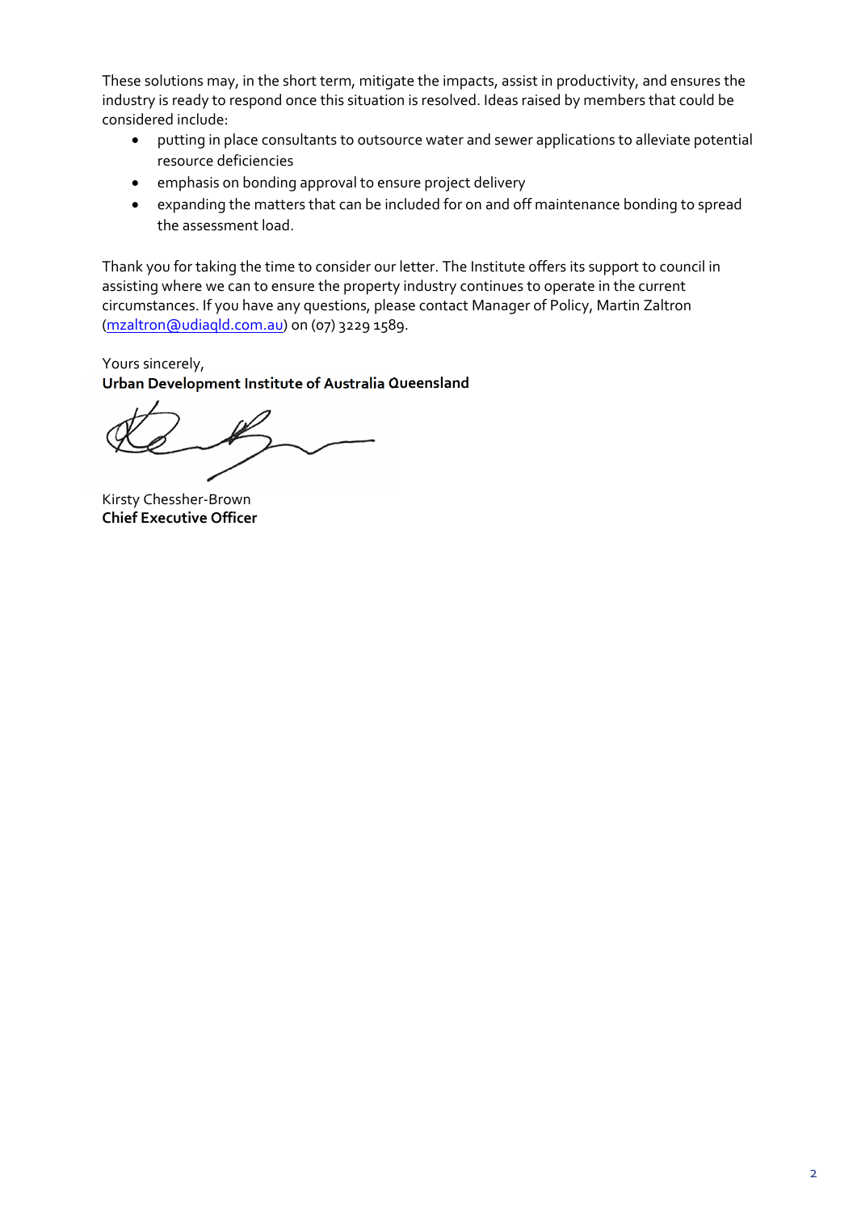These solutions may, in the short term, mitigate the impacts, assist in productivity, and ensures the industry is ready to respond once this situation is resolved. Ideas raised by members that could be considered include:

- putting in place consultants to outsource water and sewer applications to alleviate potential resource deficiencies
- emphasis on bonding approval to ensure project delivery
- expanding the matters that can be included for on and off maintenance bonding to spread the assessment load.

Thank you for taking the time to consider our letter. The Institute offers its support to council in assisting where we can to ensure the property industry continues to operate in the current circumstances. If you have any questions, please contact Manager of Policy, Martin Zaltron (mzaltron@udiaqld.com.au) on (07) 3229 1589.

Yours sincerely,
**Urban Development Institute of Australia Queensland**

Kirsty Chessher-Brown
**Chief Executive Officer**